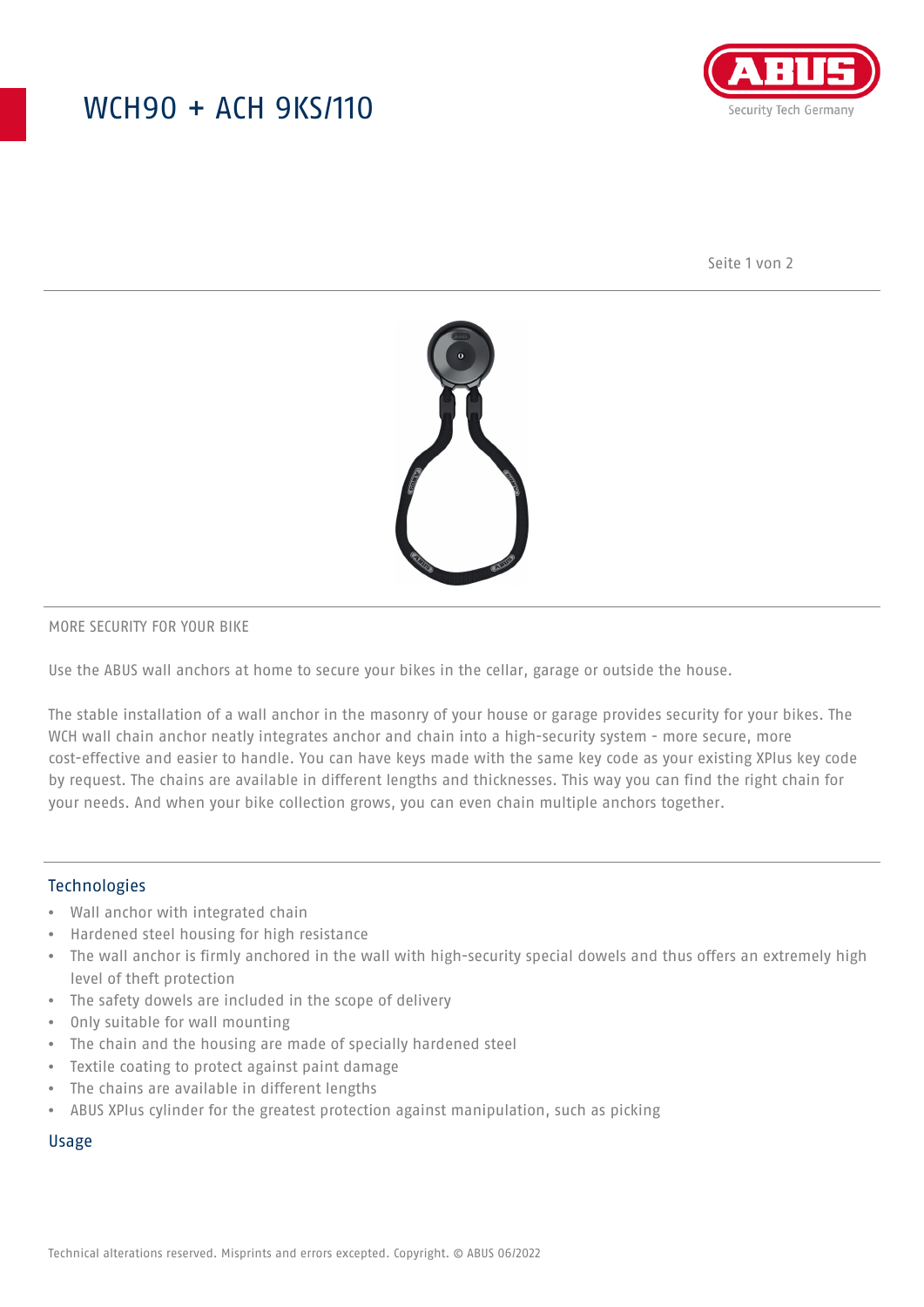# WCH90 + ACH 9KS/110

MORE SECURITY FOR YOUR BIKE

Use the ABUS wall anchors at home to secure your bikes in the cellar, garage or outside the house.

The stable installation of a wall anchor in the masonry of your house or garage provides security for your bikes. The WCH wall chain anchor neatly integrates anchor and chain into a high-security system - more secure, more cost-effective and easier to handle. You can have keys made with the same key code as your existing XPlus key code by request. The chains are available in different lengths and thicknesses. This way you can find the right chain for your needs. And when your bike collection grows, you can even chain multiple anchors together.

## Technologies

- Wall anchor with integrated chain
- Hardened steel housing for high resistance
- The wall anchor is firmly anchored in the wall with high-security special dowels and thus offers an extremely high level of theft protection
- The safety dowels are included in the scope of delivery
- Only suitable for wall mounting
- The chain and the housing are made of specially hardened steel
- Textile coating to protect against paint damage
- The chains are available in different lengths
- ABUS XPlus cylinder for the greatest protection against manipulation, such as picking

## Usage

Technical alterations reserved. Misprints and errors excepted. Copyright. © ABUS 06/2022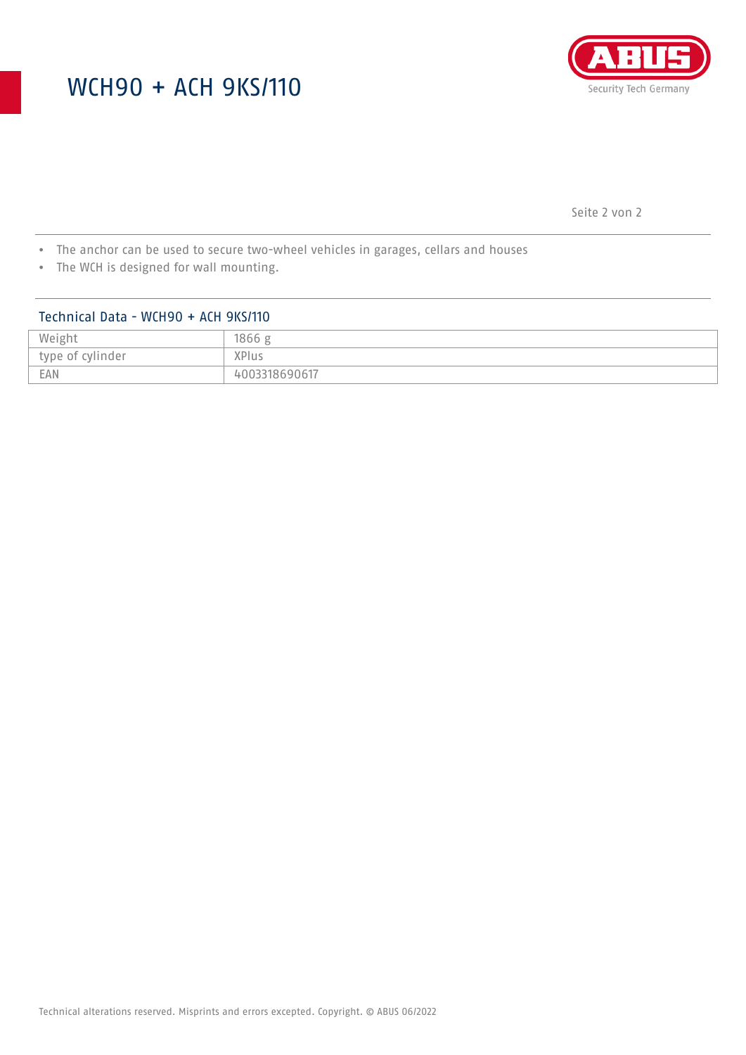# WCH90 + ACH 9KS/110

- The anchor can be used to secure two-wheel vehicles in garages, cellars and houses
- The WCH is designed for wall mounting.

## Technical Data - WCH90 + ACH 9KS/110

| | |
|---|---|
| Weight | 1866 g |
| type of cylinder | XPlus |
| EAN | 4003318690617 |

Technical alterations reserved. Misprints and errors excepted. Copyright. © ABUS 06/2022